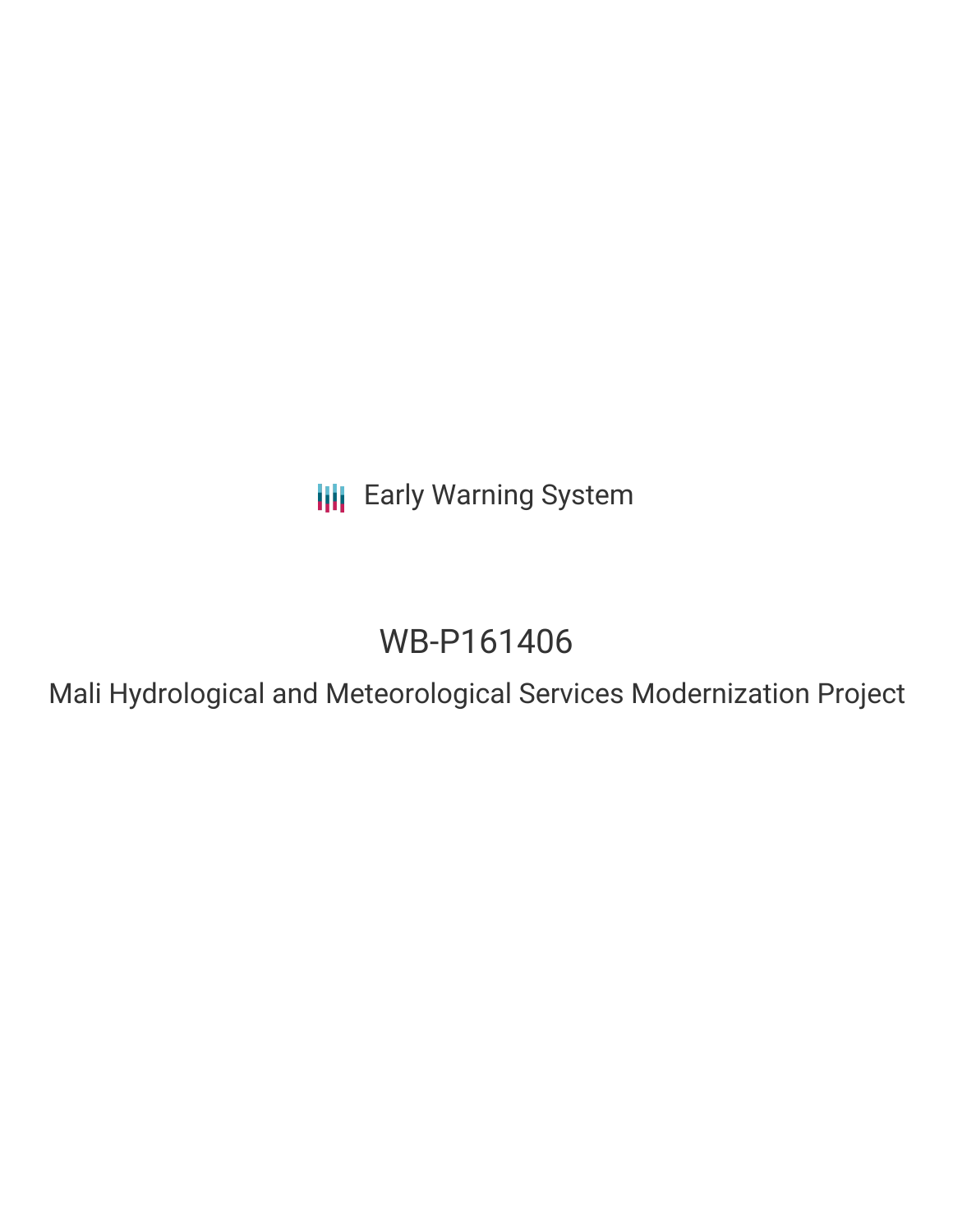Early Warning System

# WB-P161406

## Mali Hydrological and Meteorological Services Modernization Project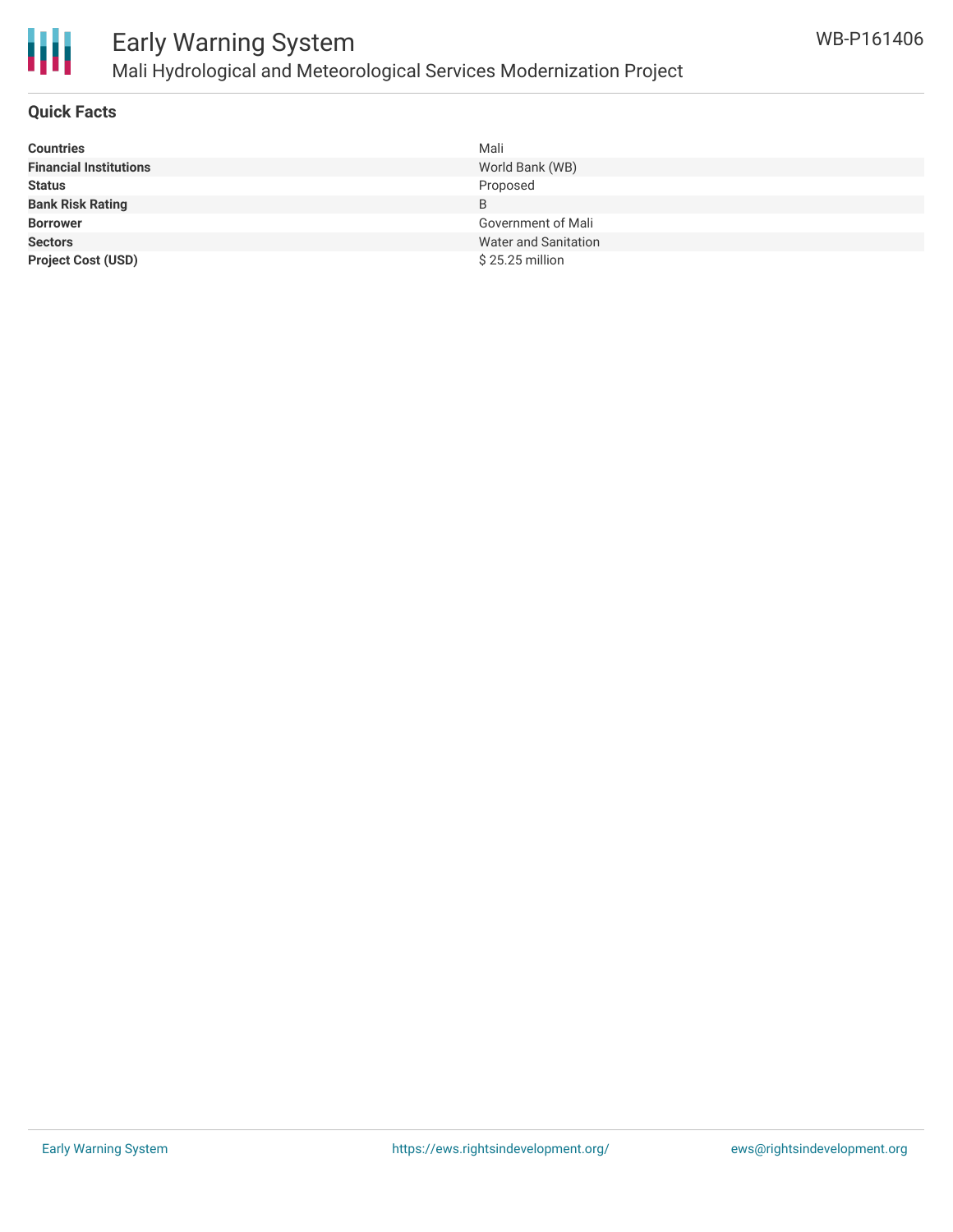# Early Warning System

## Mali Hydrological and Meteorological Services Modernization Project

WB-P161406

### Quick Facts

| | |
|---|---|
| **Countries** | Mali |
| **Financial Institutions** | World Bank (WB) |
| **Status** | Proposed |
| **Bank Risk Rating** | B |
| **Borrower** | Government of Mali |
| **Sectors** | Water and Sanitation |
| **Project Cost (USD)** | $ 25.25 million |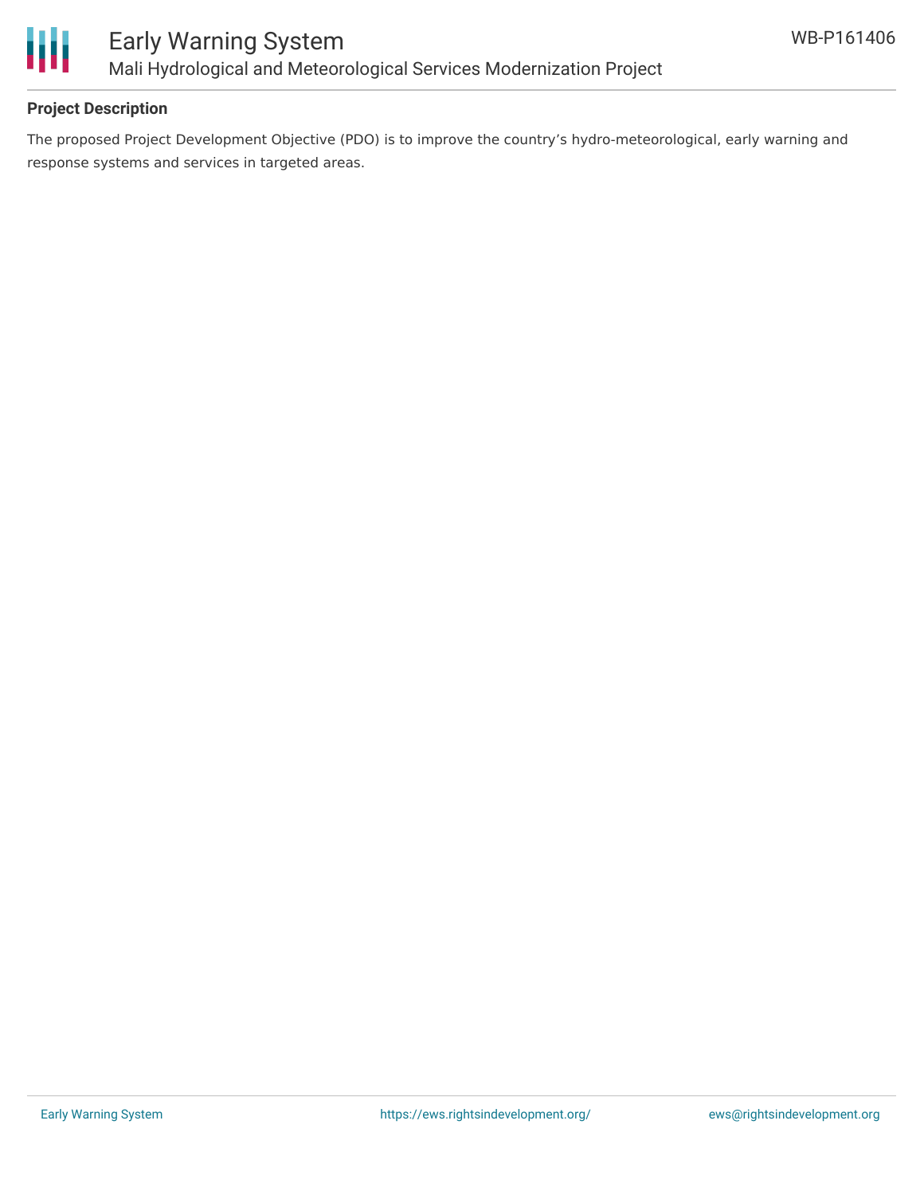## Project Description

The proposed Project Development Objective (PDO) is to improve the country's hydro-meteorological, early warning and response systems and services in targeted areas.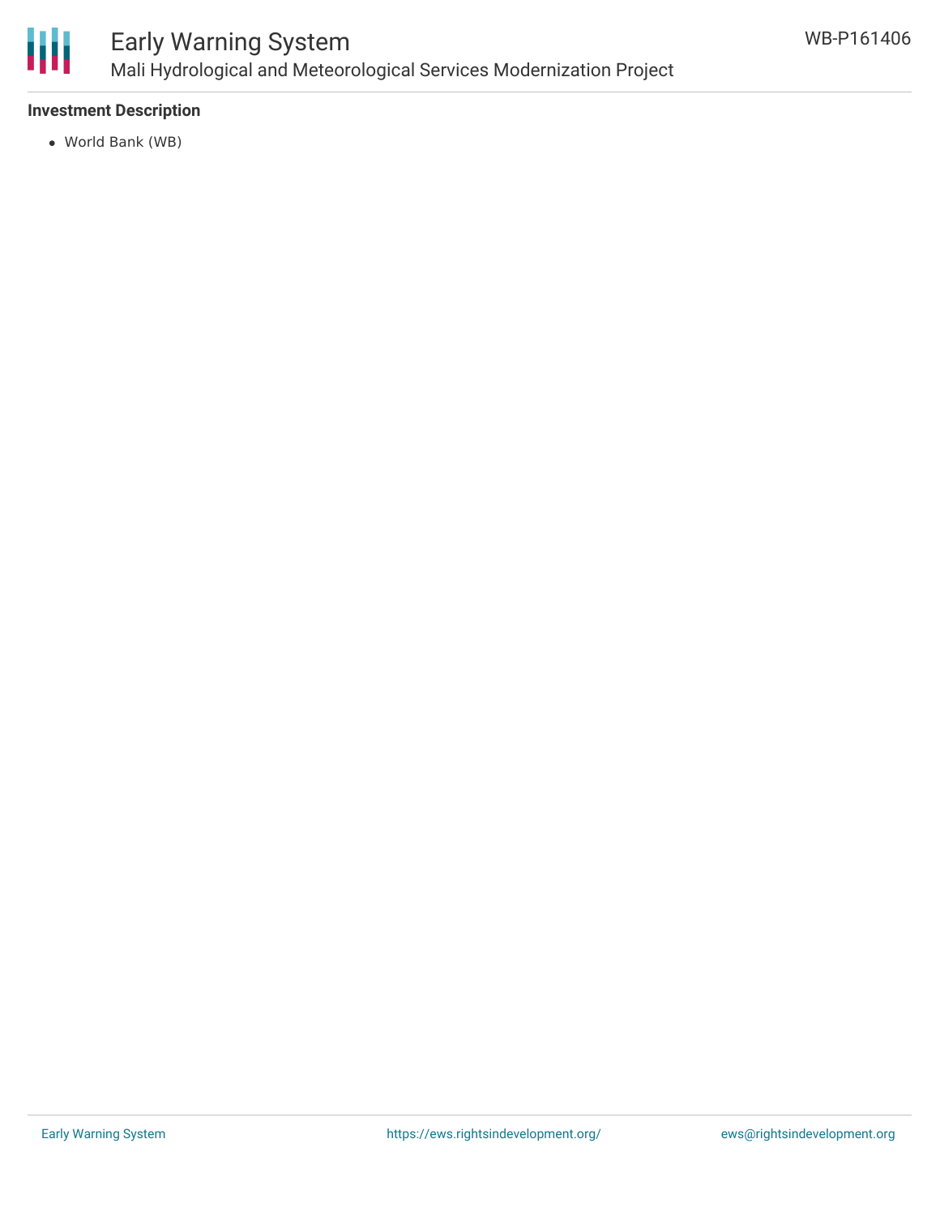**Investment Description**

- World Bank (WB)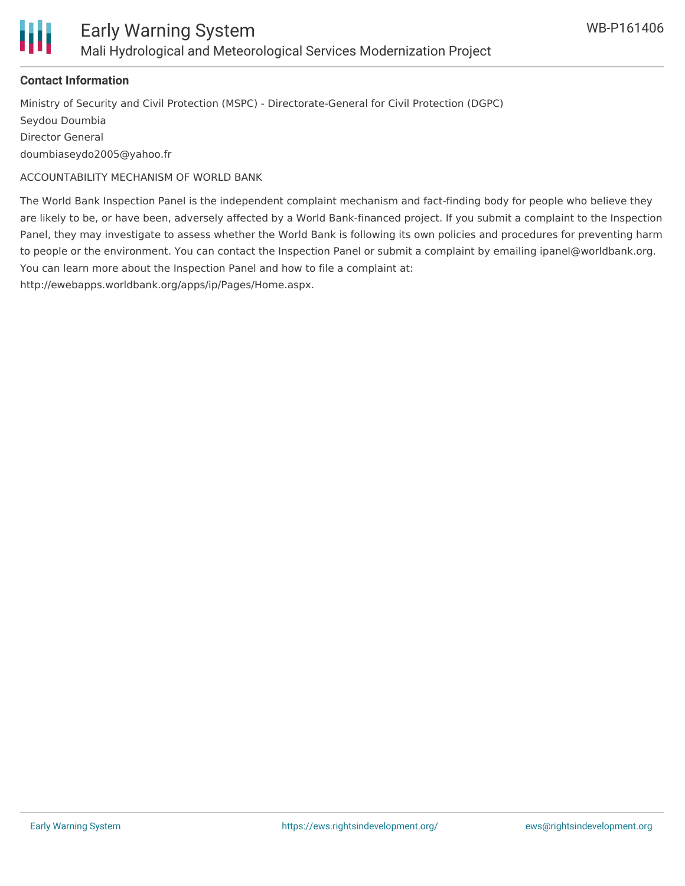**Contact Information**

Ministry of Security and Civil Protection (MSPC) - Directorate-General for Civil Protection (DGPC)
Seydou Doumbia
Director General
doumbiaseydo2005@yahoo.fr

ACCOUNTABILITY MECHANISM OF WORLD BANK

The World Bank Inspection Panel is the independent complaint mechanism and fact-finding body for people who believe they are likely to be, or have been, adversely affected by a World Bank-financed project. If you submit a complaint to the Inspection Panel, they may investigate to assess whether the World Bank is following its own policies and procedures for preventing harm to people or the environment. You can contact the Inspection Panel or submit a complaint by emailing ipanel@worldbank.org. You can learn more about the Inspection Panel and how to file a complaint at: http://ewebapps.worldbank.org/apps/ip/Pages/Home.aspx.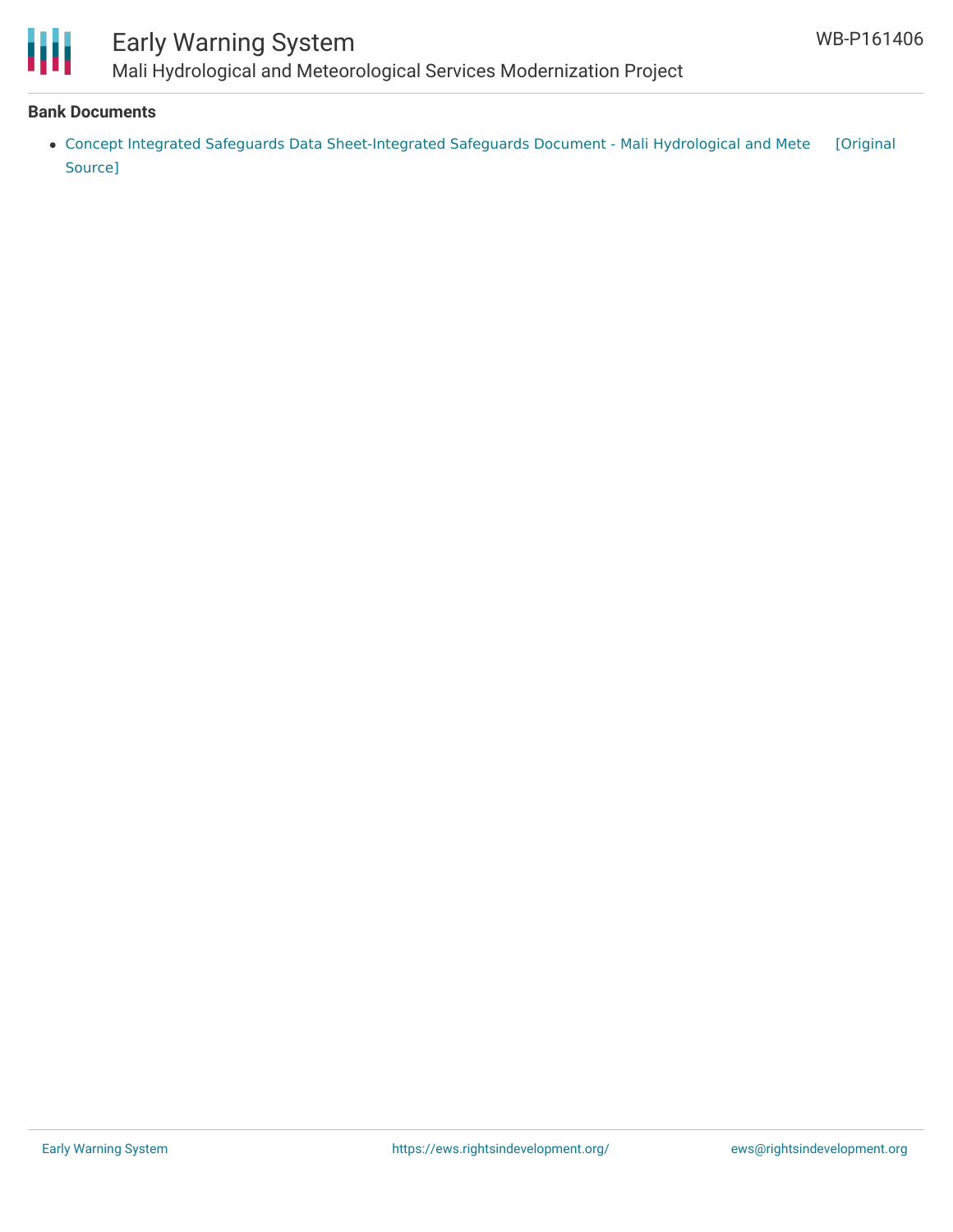**Bank Documents**

- Concept Integrated Safeguards Data Sheet-Integrated Safeguards Document - Mali Hydrological and Mete [Original Source]